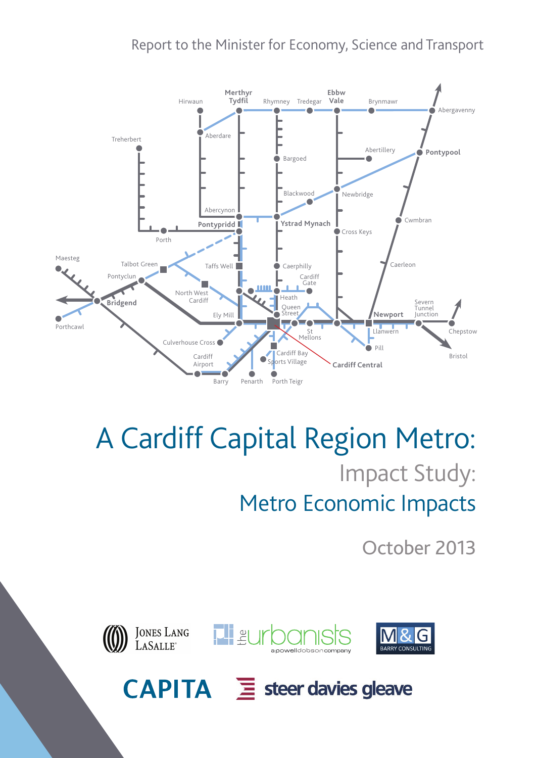Report to the Minister for Economy, Science and Transport

# A Cardiff Capital Region Metro:

## Impact Study:

## Metro Economic Impacts

October 2013

Jones Lang LaSalle

the urbanists a powelldobson company

M&G Barry Consulting

CAPITA

steer davies gleave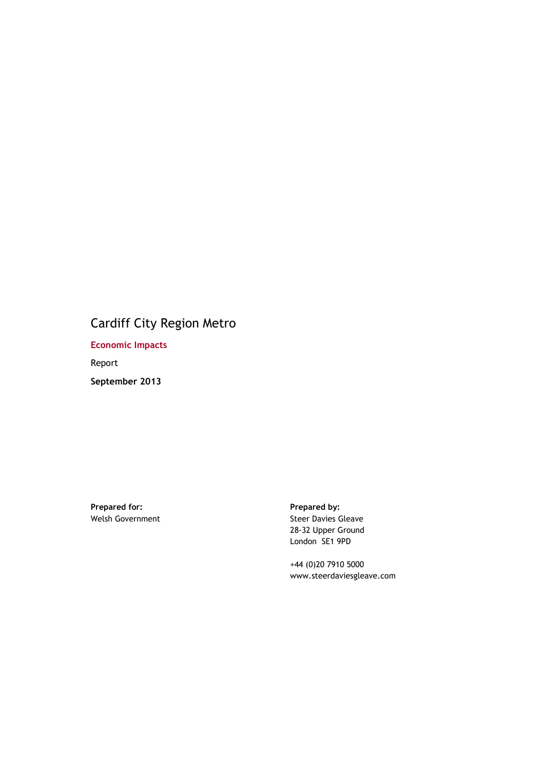# Cardiff City Region Metro

## Economic Impacts

Report

**September 2013**

**Prepared for:**
Welsh Government

**Prepared by:**
Steer Davies Gleave
28-32 Upper Ground
London SE1 9PD

+44 (0)20 7910 5000
www.steerdaviesgleave.com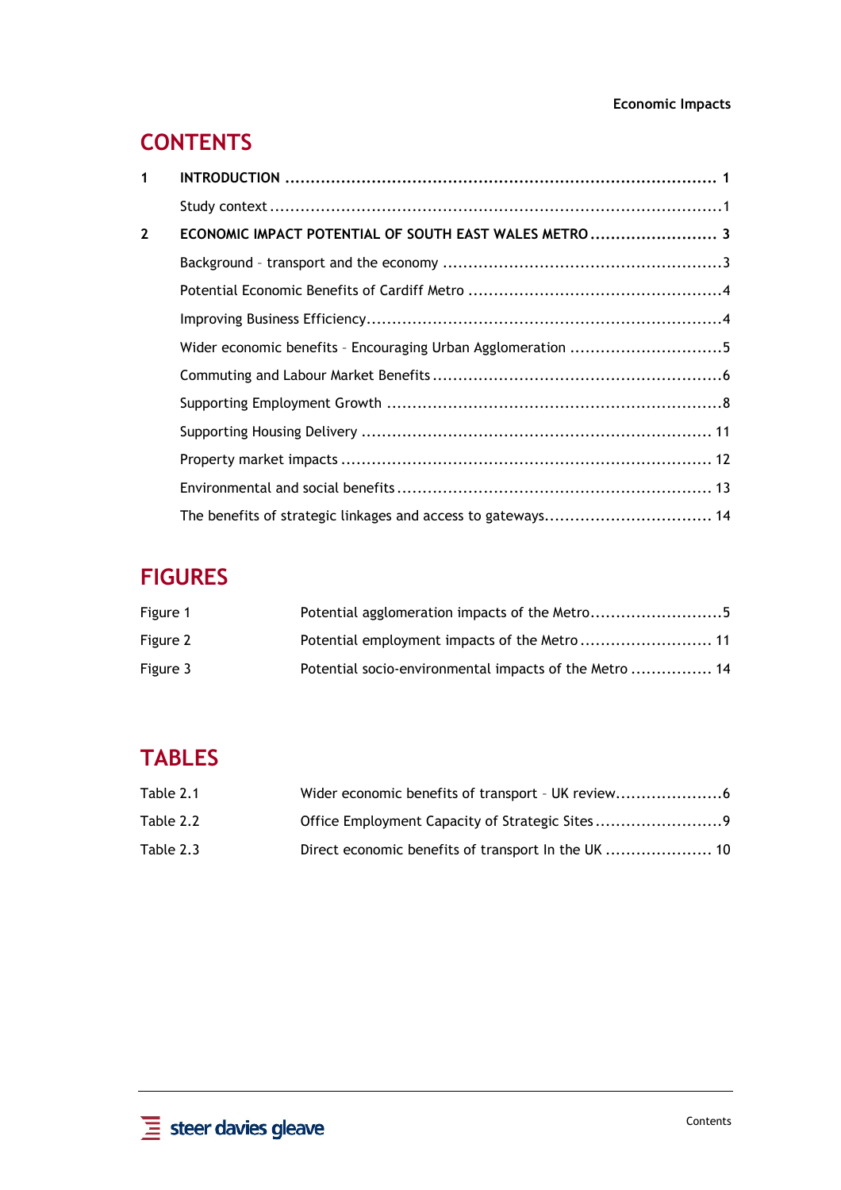# CONTENTS

| | | |
|---|---|---|
| **1** | **INTRODUCTION** | **1** |
| | Study context | 1 |
| **2** | **ECONOMIC IMPACT POTENTIAL OF SOUTH EAST WALES METRO** | **3** |
| | Background – transport and the economy | 3 |
| | Potential Economic Benefits of Cardiff Metro | 4 |
| | Improving Business Efficiency | 4 |
| | Wider economic benefits – Encouraging Urban Agglomeration | 5 |
| | Commuting and Labour Market Benefits | 6 |
| | Supporting Employment Growth | 8 |
| | Supporting Housing Delivery | 11 |
| | Property market impacts | 12 |
| | Environmental and social benefits | 13 |
| | The benefits of strategic linkages and access to gateways | 14 |

# FIGURES

| | | |
|---|---|---|
| Figure 1 | Potential agglomeration impacts of the Metro | 5 |
| Figure 2 | Potential employment impacts of the Metro | 11 |
| Figure 3 | Potential socio-environmental impacts of the Metro | 14 |

# TABLES

| | | |
|---|---|---|
| Table 2.1 | Wider economic benefits of transport – UK review | 6 |
| Table 2.2 | Office Employment Capacity of Strategic Sites | 9 |
| Table 2.3 | Direct economic benefits of transport In the UK | 10 |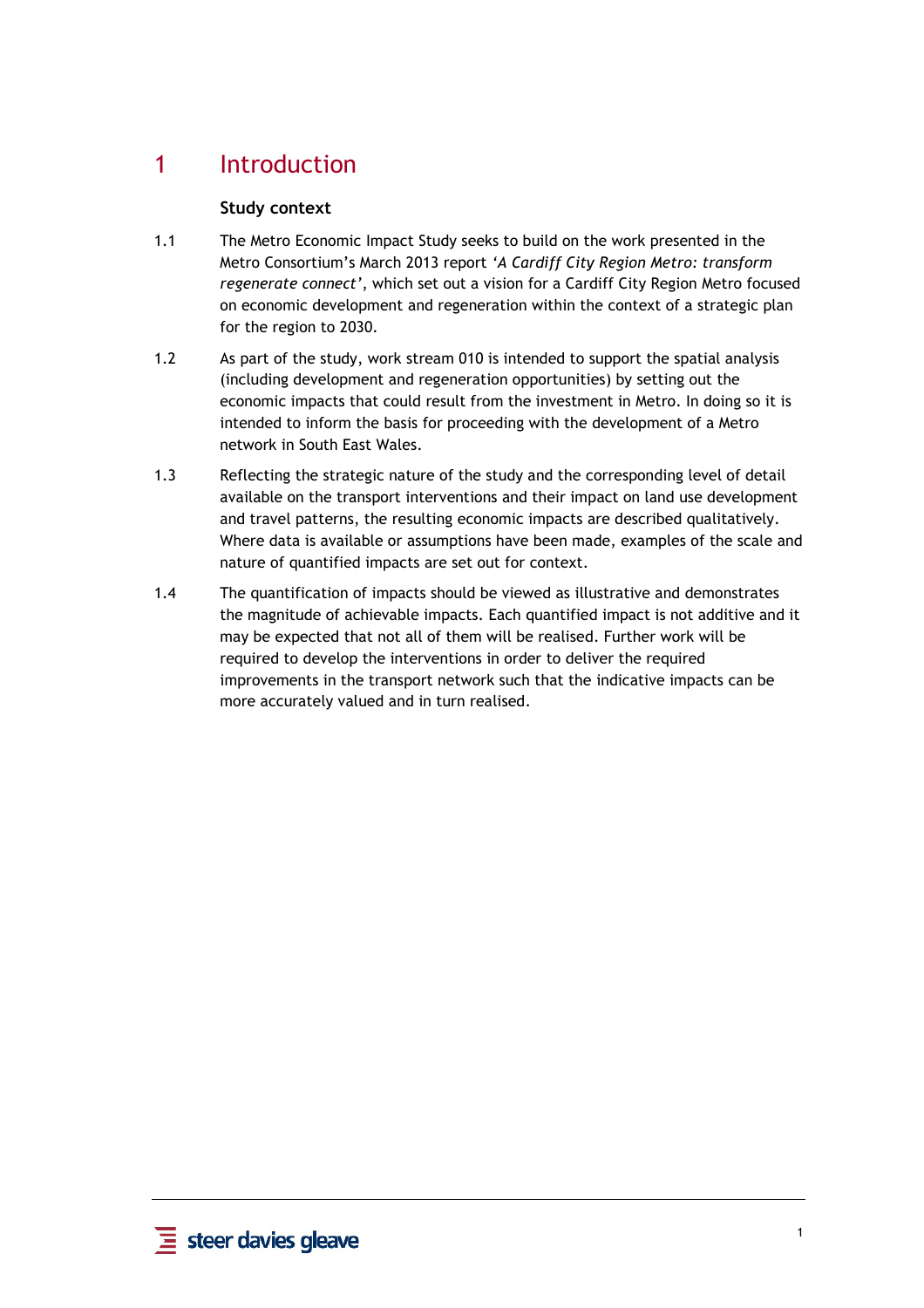# 1 Introduction

### Study context

1.1 The Metro Economic Impact Study seeks to build on the work presented in the Metro Consortium's March 2013 report *'A Cardiff City Region Metro: transform regenerate connect'*, which set out a vision for a Cardiff City Region Metro focused on economic development and regeneration within the context of a strategic plan for the region to 2030.

1.2 As part of the study, work stream 010 is intended to support the spatial analysis (including development and regeneration opportunities) by setting out the economic impacts that could result from the investment in Metro. In doing so it is intended to inform the basis for proceeding with the development of a Metro network in South East Wales.

1.3 Reflecting the strategic nature of the study and the corresponding level of detail available on the transport interventions and their impact on land use development and travel patterns, the resulting economic impacts are described qualitatively. Where data is available or assumptions have been made, examples of the scale and nature of quantified impacts are set out for context.

1.4 The quantification of impacts should be viewed as illustrative and demonstrates the magnitude of achievable impacts. Each quantified impact is not additive and it may be expected that not all of them will be realised. Further work will be required to develop the interventions in order to deliver the required improvements in the transport network such that the indicative impacts can be more accurately valued and in turn realised.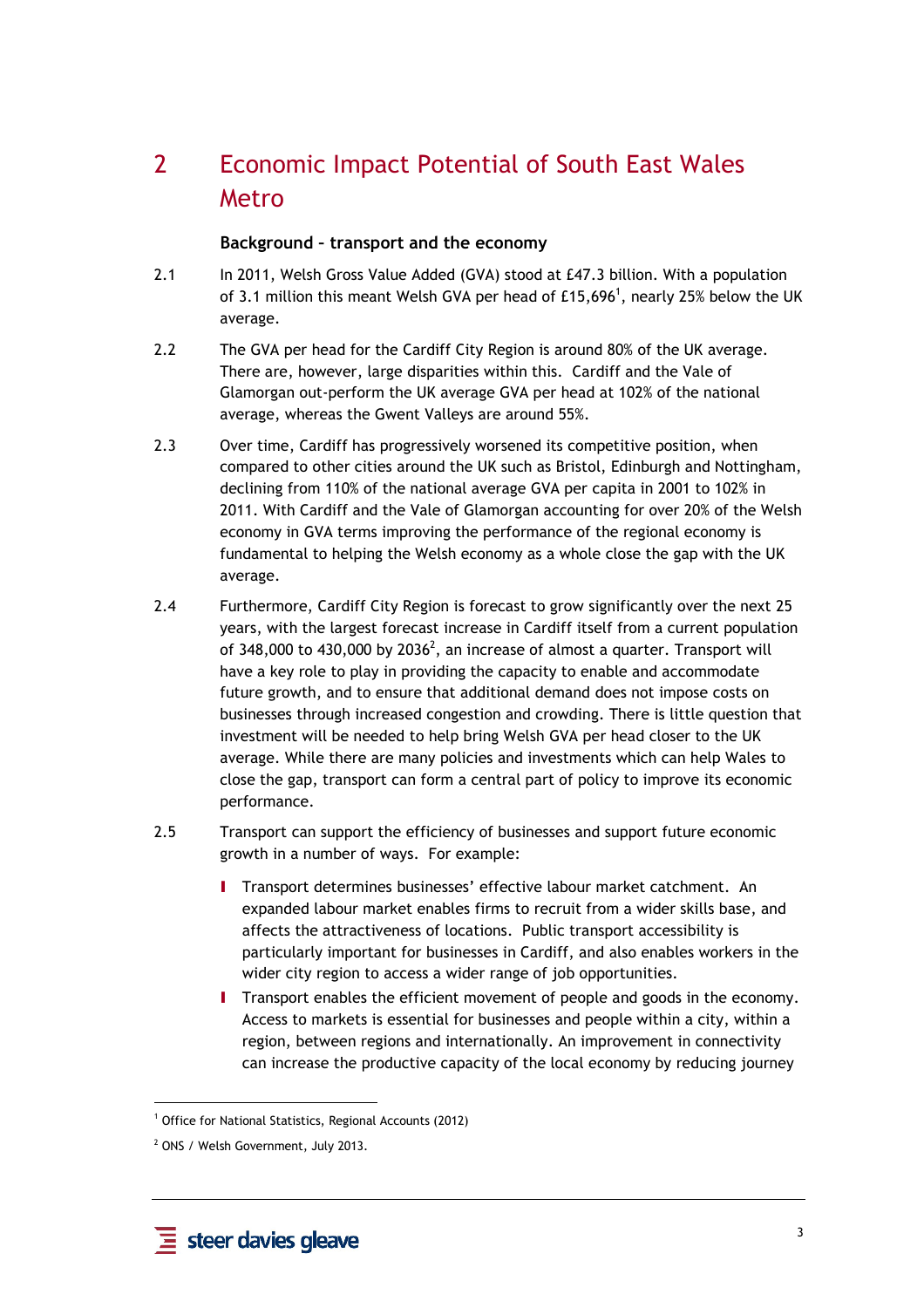# 2 Economic Impact Potential of South East Wales Metro

### Background – transport and the economy

2.1 In 2011, Welsh Gross Value Added (GVA) stood at £47.3 billion. With a population of 3.1 million this meant Welsh GVA per head of £15,696[1], nearly 25% below the UK average.

2.2 The GVA per head for the Cardiff City Region is around 80% of the UK average. There are, however, large disparities within this. Cardiff and the Vale of Glamorgan out-perform the UK average GVA per head at 102% of the national average, whereas the Gwent Valleys are around 55%.

2.3 Over time, Cardiff has progressively worsened its competitive position, when compared to other cities around the UK such as Bristol, Edinburgh and Nottingham, declining from 110% of the national average GVA per capita in 2001 to 102% in 2011. With Cardiff and the Vale of Glamorgan accounting for over 20% of the Welsh economy in GVA terms improving the performance of the regional economy is fundamental to helping the Welsh economy as a whole close the gap with the UK average.

2.4 Furthermore, Cardiff City Region is forecast to grow significantly over the next 25 years, with the largest forecast increase in Cardiff itself from a current population of 348,000 to 430,000 by 2036[2], an increase of almost a quarter. Transport will have a key role to play in providing the capacity to enable and accommodate future growth, and to ensure that additional demand does not impose costs on businesses through increased congestion and crowding. There is little question that investment will be needed to help bring Welsh GVA per head closer to the UK average. While there are many policies and investments which can help Wales to close the gap, transport can form a central part of policy to improve its economic performance.

2.5 Transport can support the efficiency of businesses and support future economic growth in a number of ways. For example:

- Transport determines businesses' effective labour market catchment. An expanded labour market enables firms to recruit from a wider skills base, and affects the attractiveness of locations. Public transport accessibility is particularly important for businesses in Cardiff, and also enables workers in the wider city region to access a wider range of job opportunities.
- Transport enables the efficient movement of people and goods in the economy. Access to markets is essential for businesses and people within a city, within a region, between regions and internationally. An improvement in connectivity can increase the productive capacity of the local economy by reducing journey

---

[1] Office for National Statistics, Regional Accounts (2012)

[2] ONS / Welsh Government, July 2013.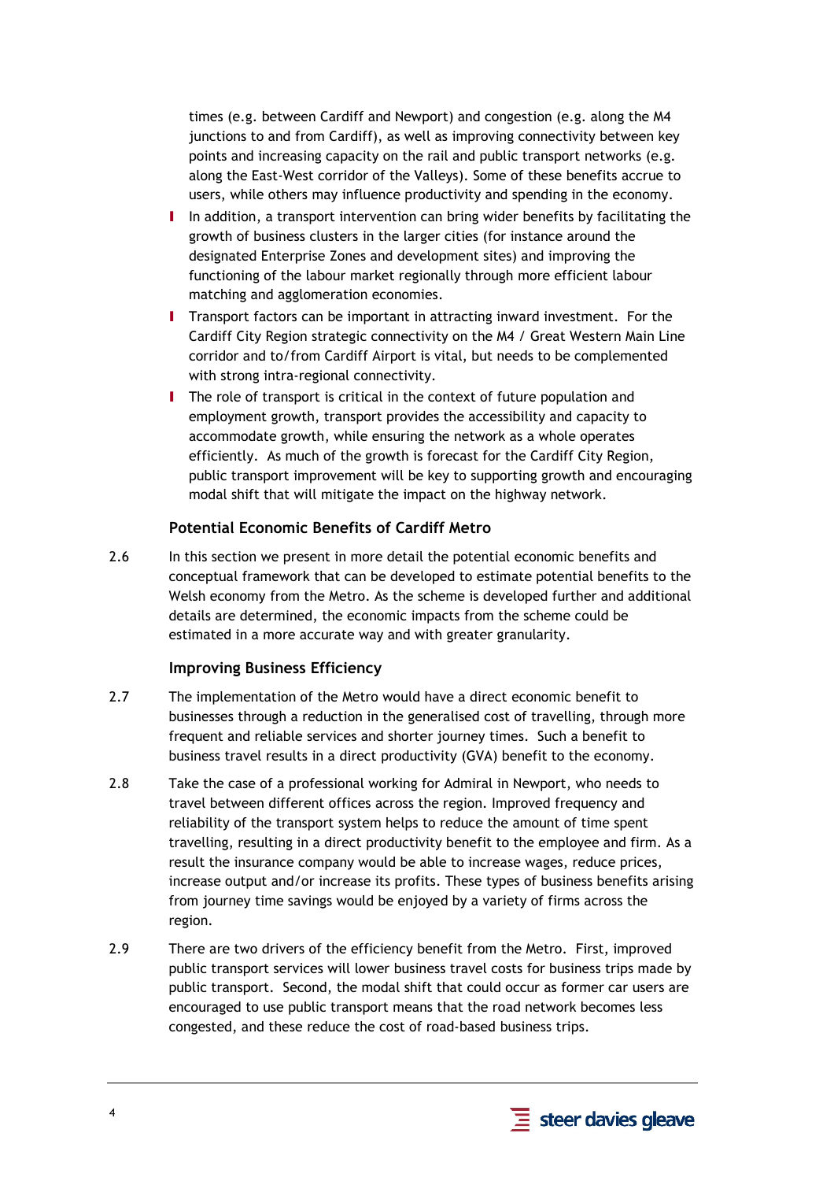times (e.g. between Cardiff and Newport) and congestion (e.g. along the M4 junctions to and from Cardiff), as well as improving connectivity between key points and increasing capacity on the rail and public transport networks (e.g. along the East-West corridor of the Valleys). Some of these benefits accrue to users, while others may influence productivity and spending in the economy.

- In addition, a transport intervention can bring wider benefits by facilitating the growth of business clusters in the larger cities (for instance around the designated Enterprise Zones and development sites) and improving the functioning of the labour market regionally through more efficient labour matching and agglomeration economies.
- Transport factors can be important in attracting inward investment. For the Cardiff City Region strategic connectivity on the M4 / Great Western Main Line corridor and to/from Cardiff Airport is vital, but needs to be complemented with strong intra-regional connectivity.
- The role of transport is critical in the context of future population and employment growth, transport provides the accessibility and capacity to accommodate growth, while ensuring the network as a whole operates efficiently. As much of the growth is forecast for the Cardiff City Region, public transport improvement will be key to supporting growth and encouraging modal shift that will mitigate the impact on the highway network.

### Potential Economic Benefits of Cardiff Metro

2.6 In this section we present in more detail the potential economic benefits and conceptual framework that can be developed to estimate potential benefits to the Welsh economy from the Metro. As the scheme is developed further and additional details are determined, the economic impacts from the scheme could be estimated in a more accurate way and with greater granularity.

### Improving Business Efficiency

2.7 The implementation of the Metro would have a direct economic benefit to businesses through a reduction in the generalised cost of travelling, through more frequent and reliable services and shorter journey times. Such a benefit to business travel results in a direct productivity (GVA) benefit to the economy.

2.8 Take the case of a professional working for Admiral in Newport, who needs to travel between different offices across the region. Improved frequency and reliability of the transport system helps to reduce the amount of time spent travelling, resulting in a direct productivity benefit to the employee and firm. As a result the insurance company would be able to increase wages, reduce prices, increase output and/or increase its profits. These types of business benefits arising from journey time savings would be enjoyed by a variety of firms across the region.

2.9 There are two drivers of the efficiency benefit from the Metro. First, improved public transport services will lower business travel costs for business trips made by public transport. Second, the modal shift that could occur as former car users are encouraged to use public transport means that the road network becomes less congested, and these reduce the cost of road-based business trips.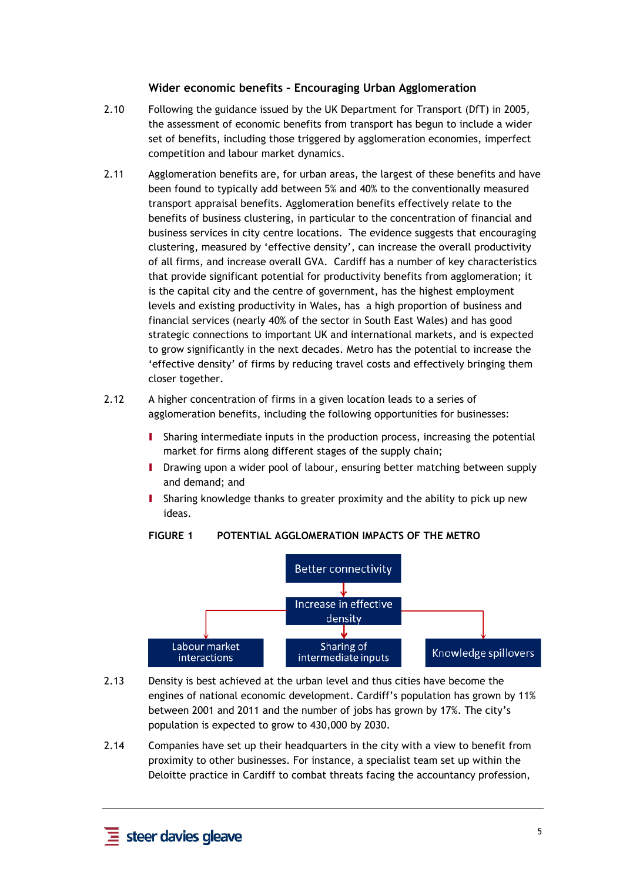### Wider economic benefits – Encouraging Urban Agglomeration

2.10 Following the guidance issued by the UK Department for Transport (DfT) in 2005, the assessment of economic benefits from transport has begun to include a wider set of benefits, including those triggered by agglomeration economies, imperfect competition and labour market dynamics.

2.11 Agglomeration benefits are, for urban areas, the largest of these benefits and have been found to typically add between 5% and 40% to the conventionally measured transport appraisal benefits. Agglomeration benefits effectively relate to the benefits of business clustering, in particular to the concentration of financial and business services in city centre locations. The evidence suggests that encouraging clustering, measured by 'effective density', can increase the overall productivity of all firms, and increase overall GVA. Cardiff has a number of key characteristics that provide significant potential for productivity benefits from agglomeration; it is the capital city and the centre of government, has the highest employment levels and existing productivity in Wales, has a high proportion of business and financial services (nearly 40% of the sector in South East Wales) and has good strategic connections to important UK and international markets, and is expected to grow significantly in the next decades. Metro has the potential to increase the 'effective density' of firms by reducing travel costs and effectively bringing them closer together.

2.12 A higher concentration of firms in a given location leads to a series of agglomeration benefits, including the following opportunities for businesses:

- Sharing intermediate inputs in the production process, increasing the potential market for firms along different stages of the supply chain;
- Drawing upon a wider pool of labour, ensuring better matching between supply and demand; and
- Sharing knowledge thanks to greater proximity and the ability to pick up new ideas.

**FIGURE 1 POTENTIAL AGGLOMERATION IMPACTS OF THE METRO**

Better connectivity → Increase in effective density → Labour market interactions; Sharing of intermediate inputs; Knowledge spillovers

2.13 Density is best achieved at the urban level and thus cities have become the engines of national economic development. Cardiff's population has grown by 11% between 2001 and 2011 and the number of jobs has grown by 17%. The city's population is expected to grow to 430,000 by 2030.

2.14 Companies have set up their headquarters in the city with a view to benefit from proximity to other businesses. For instance, a specialist team set up within the Deloitte practice in Cardiff to combat threats facing the accountancy profession,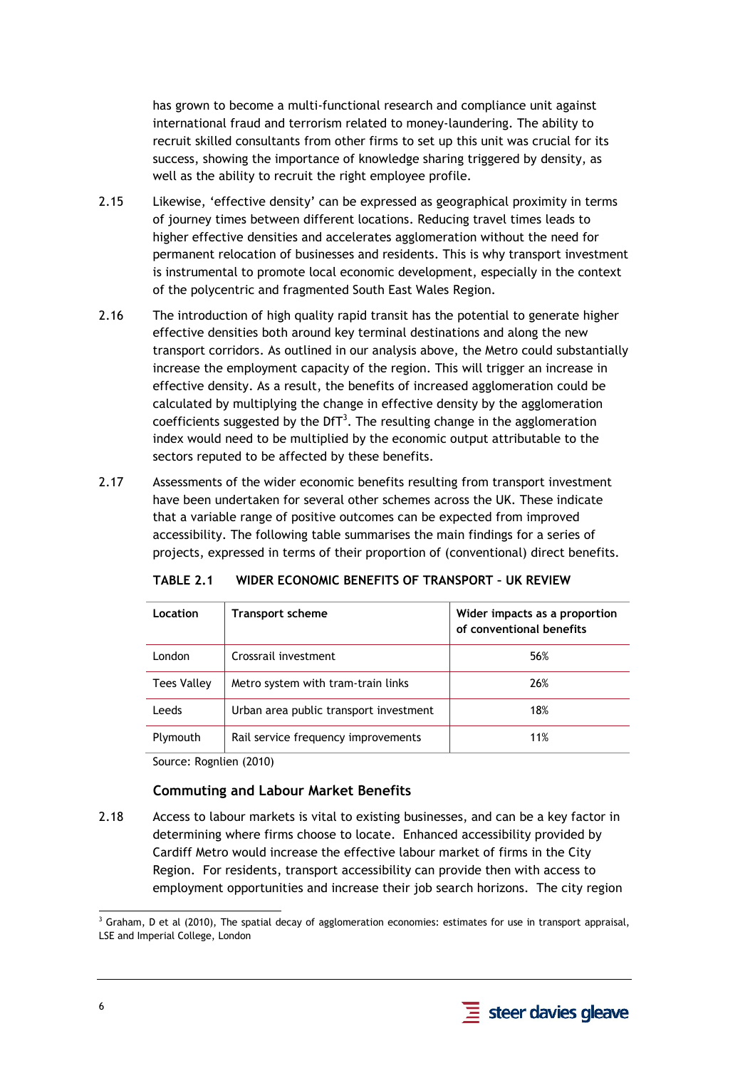has grown to become a multi-functional research and compliance unit against international fraud and terrorism related to money-laundering. The ability to recruit skilled consultants from other firms to set up this unit was crucial for its success, showing the importance of knowledge sharing triggered by density, as well as the ability to recruit the right employee profile.

2.15 Likewise, 'effective density' can be expressed as geographical proximity in terms of journey times between different locations. Reducing travel times leads to higher effective densities and accelerates agglomeration without the need for permanent relocation of businesses and residents. This is why transport investment is instrumental to promote local economic development, especially in the context of the polycentric and fragmented South East Wales Region.

2.16 The introduction of high quality rapid transit has the potential to generate higher effective densities both around key terminal destinations and along the new transport corridors. As outlined in our analysis above, the Metro could substantially increase the employment capacity of the region. This will trigger an increase in effective density. As a result, the benefits of increased agglomeration could be calculated by multiplying the change in effective density by the agglomeration coefficients suggested by the DfT[3]. The resulting change in the agglomeration index would need to be multiplied by the economic output attributable to the sectors reputed to be affected by these benefits.

2.17 Assessments of the wider economic benefits resulting from transport investment have been undertaken for several other schemes across the UK. These indicate that a variable range of positive outcomes can be expected from improved accessibility. The following table summarises the main findings for a series of projects, expressed in terms of their proportion of (conventional) direct benefits.

**TABLE 2.1 WIDER ECONOMIC BENEFITS OF TRANSPORT – UK REVIEW**

| Location | Transport scheme | Wider impacts as a proportion of conventional benefits |
|---|---|---|
| London | Crossrail investment | 56% |
| Tees Valley | Metro system with tram-train links | 26% |
| Leeds | Urban area public transport investment | 18% |
| Plymouth | Rail service frequency improvements | 11% |

Source: Rognlien (2010)

### Commuting and Labour Market Benefits

2.18 Access to labour markets is vital to existing businesses, and can be a key factor in determining where firms choose to locate. Enhanced accessibility provided by Cardiff Metro would increase the effective labour market of firms in the City Region. For residents, transport accessibility can provide then with access to employment opportunities and increase their job search horizons. The city region

[3] Graham, D et al (2010), The spatial decay of agglomeration economies: estimates for use in transport appraisal, LSE and Imperial College, London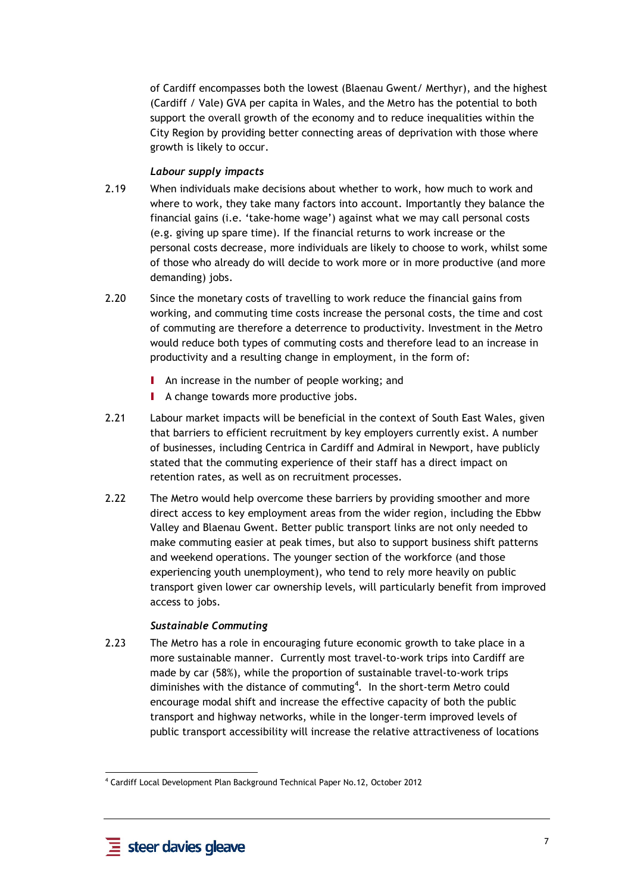of Cardiff encompasses both the lowest (Blaenau Gwent/ Merthyr), and the highest (Cardiff / Vale) GVA per capita in Wales, and the Metro has the potential to both support the overall growth of the economy and to reduce inequalities within the City Region by providing better connecting areas of deprivation with those where growth is likely to occur.

***Labour supply impacts***

2.19 When individuals make decisions about whether to work, how much to work and where to work, they take many factors into account. Importantly they balance the financial gains (i.e. 'take-home wage') against what we may call personal costs (e.g. giving up spare time). If the financial returns to work increase or the personal costs decrease, more individuals are likely to choose to work, whilst some of those who already do will decide to work more or in more productive (and more demanding) jobs.

2.20 Since the monetary costs of travelling to work reduce the financial gains from working, and commuting time costs increase the personal costs, the time and cost of commuting are therefore a deterrence to productivity. Investment in the Metro would reduce both types of commuting costs and therefore lead to an increase in productivity and a resulting change in employment, in the form of:

- An increase in the number of people working; and
- A change towards more productive jobs.

2.21 Labour market impacts will be beneficial in the context of South East Wales, given that barriers to efficient recruitment by key employers currently exist. A number of businesses, including Centrica in Cardiff and Admiral in Newport, have publicly stated that the commuting experience of their staff has a direct impact on retention rates, as well as on recruitment processes.

2.22 The Metro would help overcome these barriers by providing smoother and more direct access to key employment areas from the wider region, including the Ebbw Valley and Blaenau Gwent. Better public transport links are not only needed to make commuting easier at peak times, but also to support business shift patterns and weekend operations. The younger section of the workforce (and those experiencing youth unemployment), who tend to rely more heavily on public transport given lower car ownership levels, will particularly benefit from improved access to jobs.

***Sustainable Commuting***

2.23 The Metro has a role in encouraging future economic growth to take place in a more sustainable manner. Currently most travel-to-work trips into Cardiff are made by car (58%), while the proportion of sustainable travel-to-work trips diminishes with the distance of commuting[4]. In the short-term Metro could encourage modal shift and increase the effective capacity of both the public transport and highway networks, while in the longer-term improved levels of public transport accessibility will increase the relative attractiveness of locations

[4] Cardiff Local Development Plan Background Technical Paper No.12, October 2012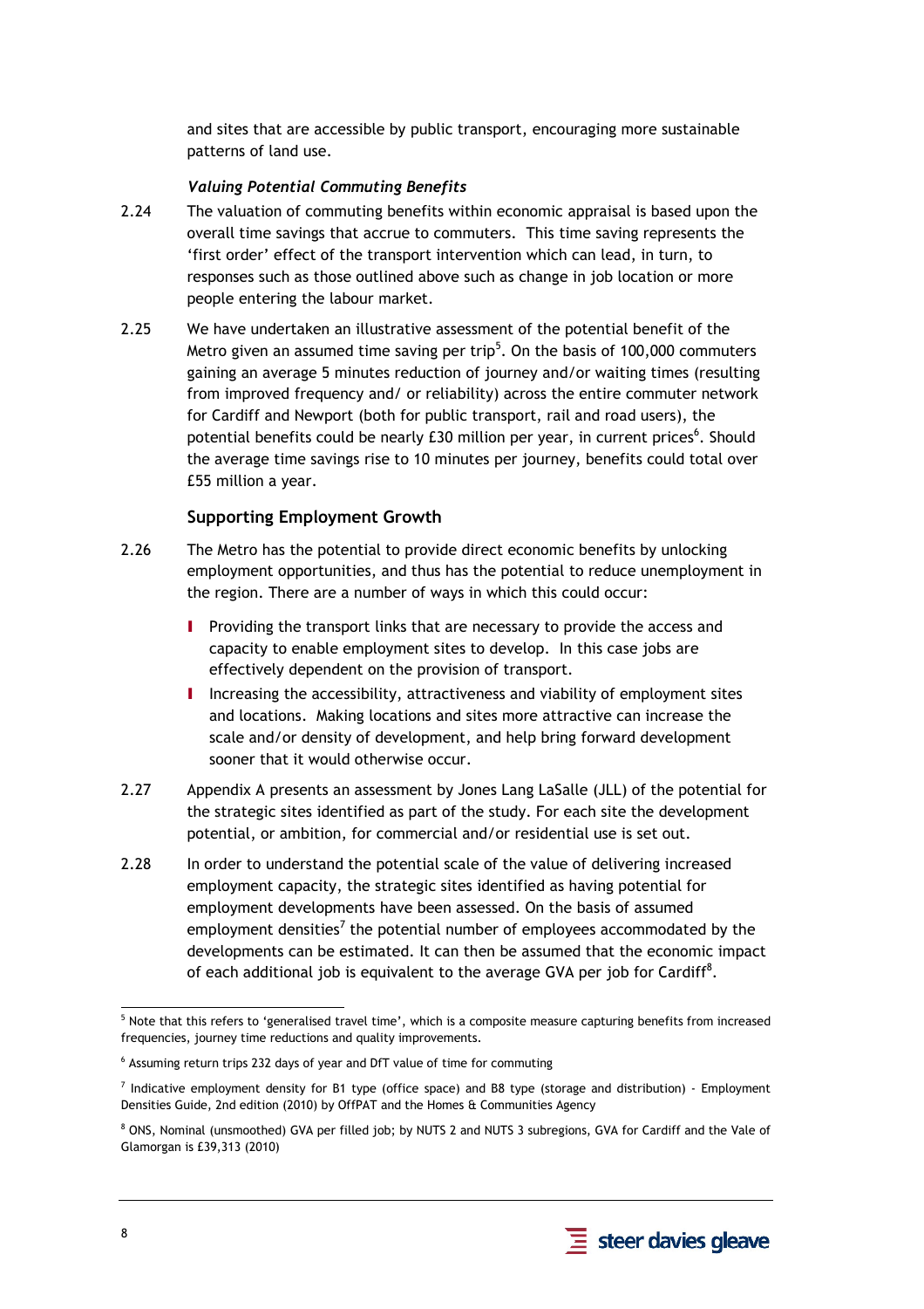and sites that are accessible by public transport, encouraging more sustainable patterns of land use.

### *Valuing Potential Commuting Benefits*

2.24 The valuation of commuting benefits within economic appraisal is based upon the overall time savings that accrue to commuters. This time saving represents the 'first order' effect of the transport intervention which can lead, in turn, to responses such as those outlined above such as change in job location or more people entering the labour market.

2.25 We have undertaken an illustrative assessment of the potential benefit of the Metro given an assumed time saving per trip[5]. On the basis of 100,000 commuters gaining an average 5 minutes reduction of journey and/or waiting times (resulting from improved frequency and/ or reliability) across the entire commuter network for Cardiff and Newport (both for public transport, rail and road users), the potential benefits could be nearly £30 million per year, in current prices[6]. Should the average time savings rise to 10 minutes per journey, benefits could total over £55 million a year.

### Supporting Employment Growth

2.26 The Metro has the potential to provide direct economic benefits by unlocking employment opportunities, and thus has the potential to reduce unemployment in the region. There are a number of ways in which this could occur:

- Providing the transport links that are necessary to provide the access and capacity to enable employment sites to develop. In this case jobs are effectively dependent on the provision of transport.
- Increasing the accessibility, attractiveness and viability of employment sites and locations. Making locations and sites more attractive can increase the scale and/or density of development, and help bring forward development sooner that it would otherwise occur.

2.27 Appendix A presents an assessment by Jones Lang LaSalle (JLL) of the potential for the strategic sites identified as part of the study. For each site the development potential, or ambition, for commercial and/or residential use is set out.

2.28 In order to understand the potential scale of the value of delivering increased employment capacity, the strategic sites identified as having potential for employment developments have been assessed. On the basis of assumed employment densities[7] the potential number of employees accommodated by the developments can be estimated. It can then be assumed that the economic impact of each additional job is equivalent to the average GVA per job for Cardiff[8].

---

[5] Note that this refers to 'generalised travel time', which is a composite measure capturing benefits from increased frequencies, journey time reductions and quality improvements.

[6] Assuming return trips 232 days of year and DfT value of time for commuting

[7] Indicative employment density for B1 type (office space) and B8 type (storage and distribution) - Employment Densities Guide, 2nd edition (2010) by OffPAT and the Homes & Communities Agency

[8] ONS, Nominal (unsmoothed) GVA per filled job; by NUTS 2 and NUTS 3 subregions, GVA for Cardiff and the Vale of Glamorgan is £39,313 (2010)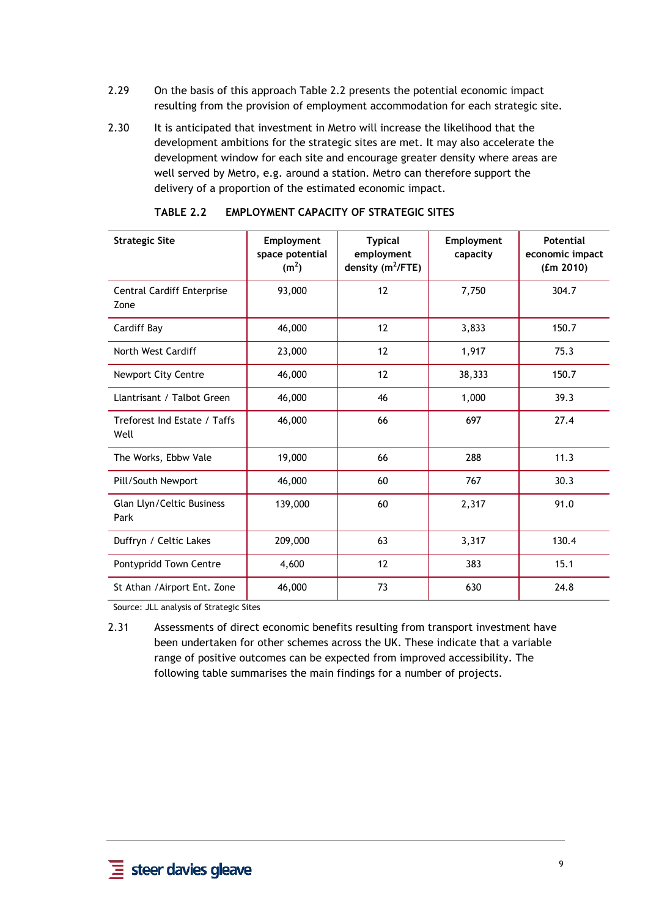2.29 On the basis of this approach Table 2.2 presents the potential economic impact resulting from the provision of employment accommodation for each strategic site.

2.30 It is anticipated that investment in Metro will increase the likelihood that the development ambitions for the strategic sites are met. It may also accelerate the development window for each site and encourage greater density where areas are well served by Metro, e.g. around a station. Metro can therefore support the delivery of a proportion of the estimated economic impact.

**TABLE 2.2 EMPLOYMENT CAPACITY OF STRATEGIC SITES**

| Strategic Site | Employment space potential ($m^2$) | Typical employment density ($m^2$/FTE) | Employment capacity | Potential economic impact (£m 2010) |
|---|---|---|---|---|
| Central Cardiff Enterprise Zone | 93,000 | 12 | 7,750 | 304.7 |
| Cardiff Bay | 46,000 | 12 | 3,833 | 150.7 |
| North West Cardiff | 23,000 | 12 | 1,917 | 75.3 |
| Newport City Centre | 46,000 | 12 | 38,333 | 150.7 |
| Llantrisant / Talbot Green | 46,000 | 46 | 1,000 | 39.3 |
| Treforest Ind Estate / Taffs Well | 46,000 | 66 | 697 | 27.4 |
| The Works, Ebbw Vale | 19,000 | 66 | 288 | 11.3 |
| Pill/South Newport | 46,000 | 60 | 767 | 30.3 |
| Glan Llyn/Celtic Business Park | 139,000 | 60 | 2,317 | 91.0 |
| Duffryn / Celtic Lakes | 209,000 | 63 | 3,317 | 130.4 |
| Pontypridd Town Centre | 4,600 | 12 | 383 | 15.1 |
| St Athan /Airport Ent. Zone | 46,000 | 73 | 630 | 24.8 |

Source: JLL analysis of Strategic Sites

2.31 Assessments of direct economic benefits resulting from transport investment have been undertaken for other schemes across the UK. These indicate that a variable range of positive outcomes can be expected from improved accessibility. The following table summarises the main findings for a number of projects.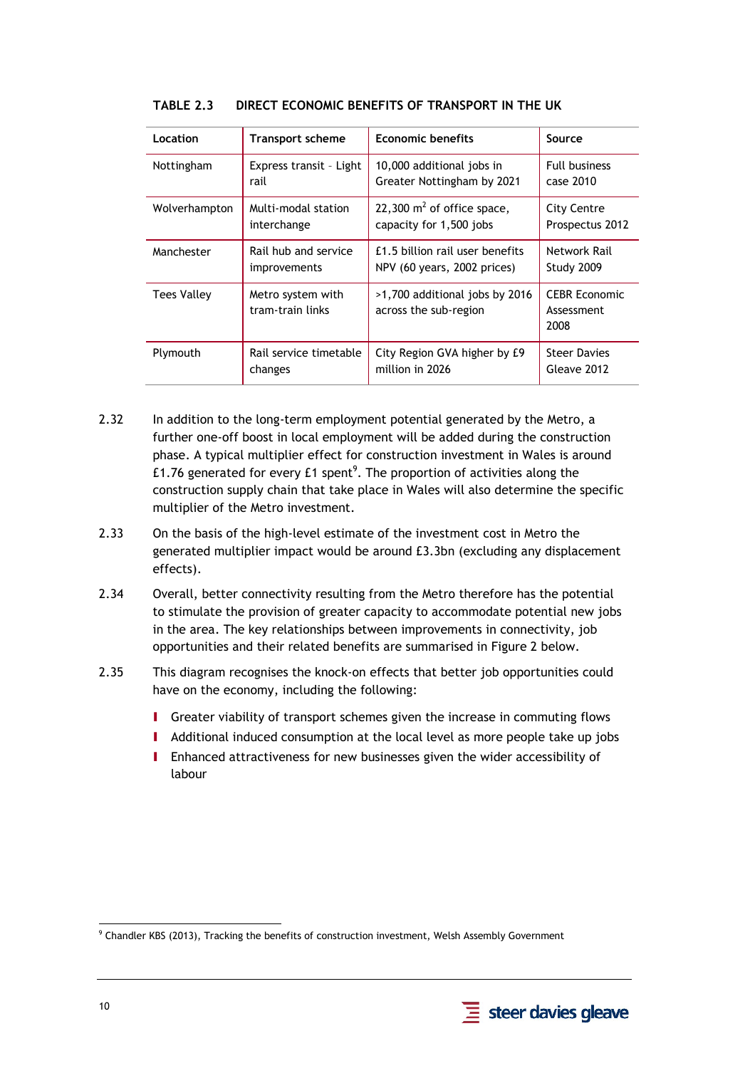**TABLE 2.3 DIRECT ECONOMIC BENEFITS OF TRANSPORT IN THE UK**

| Location | Transport scheme | Economic benefits | Source |
|---|---|---|---|
| Nottingham | Express transit – Light rail | 10,000 additional jobs in Greater Nottingham by 2021 | Full business case 2010 |
| Wolverhampton | Multi-modal station interchange | 22,300 $m^2$ of office space, capacity for 1,500 jobs | City Centre Prospectus 2012 |
| Manchester | Rail hub and service improvements | £1.5 billion rail user benefits NPV (60 years, 2002 prices) | Network Rail Study 2009 |
| Tees Valley | Metro system with tram-train links | >1,700 additional jobs by 2016 across the sub-region | CEBR Economic Assessment 2008 |
| Plymouth | Rail service timetable changes | City Region GVA higher by £9 million in 2026 | Steer Davies Gleave 2012 |

2.32 In addition to the long-term employment potential generated by the Metro, a further one-off boost in local employment will be added during the construction phase. A typical multiplier effect for construction investment in Wales is around £1.76 generated for every £1 spent[9]. The proportion of activities along the construction supply chain that take place in Wales will also determine the specific multiplier of the Metro investment.

2.33 On the basis of the high-level estimate of the investment cost in Metro the generated multiplier impact would be around £3.3bn (excluding any displacement effects).

2.34 Overall, better connectivity resulting from the Metro therefore has the potential to stimulate the provision of greater capacity to accommodate potential new jobs in the area. The key relationships between improvements in connectivity, job opportunities and their related benefits are summarised in Figure 2 below.

2.35 This diagram recognises the knock-on effects that better job opportunities could have on the economy, including the following:

- Greater viability of transport schemes given the increase in commuting flows
- Additional induced consumption at the local level as more people take up jobs
- Enhanced attractiveness for new businesses given the wider accessibility of labour

[9] Chandler KBS (2013), Tracking the benefits of construction investment, Welsh Assembly Government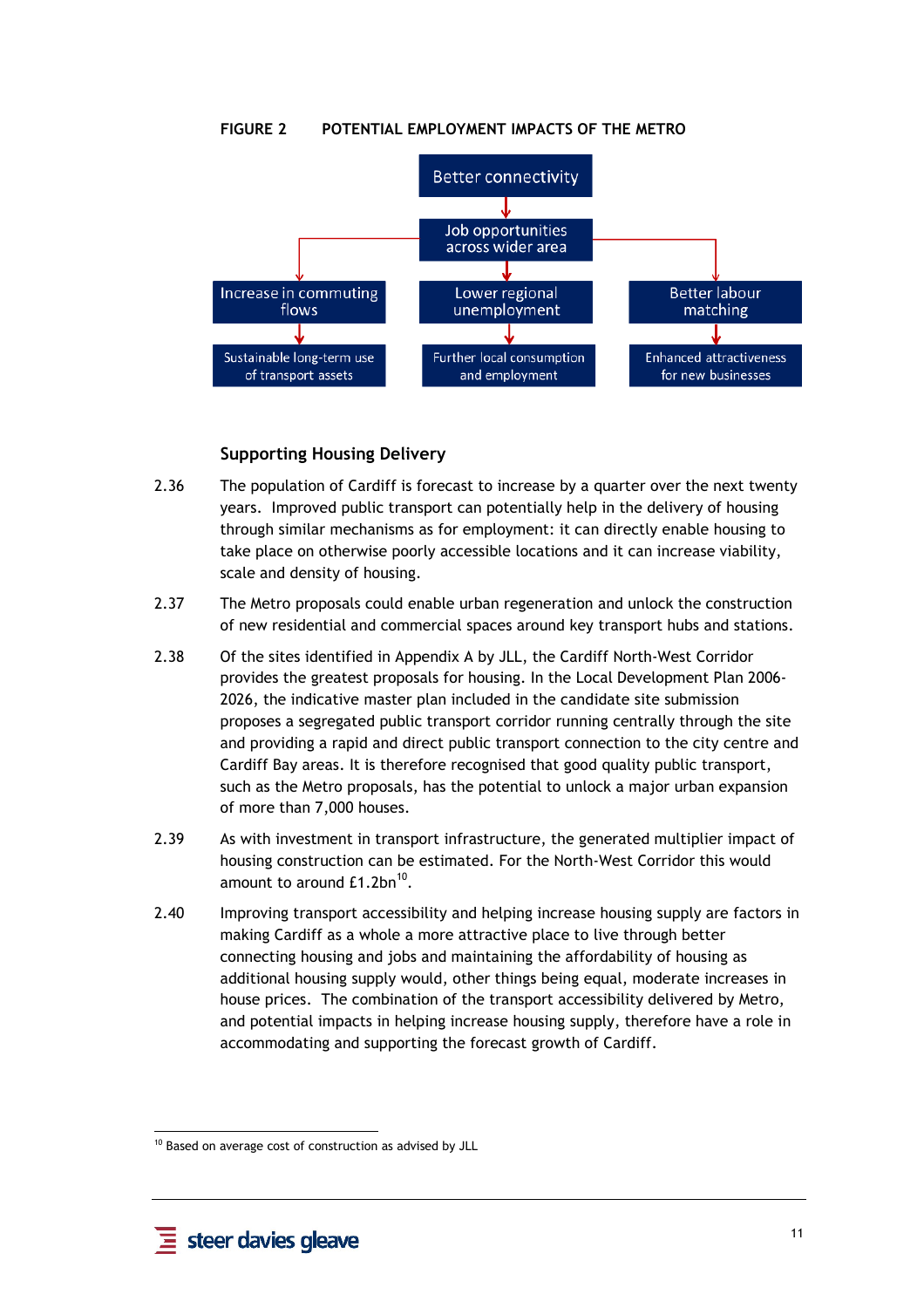**FIGURE 2 POTENTIAL EMPLOYMENT IMPACTS OF THE METRO**

Better connectivity

Job opportunities across wider area

Increase in commuting flows

Lower regional unemployment

Better labour matching

Sustainable long-term use of transport assets

Further local consumption and employment

Enhanced attractiveness for new businesses

### Supporting Housing Delivery

2.36 The population of Cardiff is forecast to increase by a quarter over the next twenty years. Improved public transport can potentially help in the delivery of housing through similar mechanisms as for employment: it can directly enable housing to take place on otherwise poorly accessible locations and it can increase viability, scale and density of housing.

2.37 The Metro proposals could enable urban regeneration and unlock the construction of new residential and commercial spaces around key transport hubs and stations.

2.38 Of the sites identified in Appendix A by JLL, the Cardiff North-West Corridor provides the greatest proposals for housing. In the Local Development Plan 2006-2026, the indicative master plan included in the candidate site submission proposes a segregated public transport corridor running centrally through the site and providing a rapid and direct public transport connection to the city centre and Cardiff Bay areas. It is therefore recognised that good quality public transport, such as the Metro proposals, has the potential to unlock a major urban expansion of more than 7,000 houses.

2.39 As with investment in transport infrastructure, the generated multiplier impact of housing construction can be estimated. For the North-West Corridor this would amount to around £1.2bn[10].

2.40 Improving transport accessibility and helping increase housing supply are factors in making Cardiff as a whole a more attractive place to live through better connecting housing and jobs and maintaining the affordability of housing as additional housing supply would, other things being equal, moderate increases in house prices. The combination of the transport accessibility delivered by Metro, and potential impacts in helping increase housing supply, therefore have a role in accommodating and supporting the forecast growth of Cardiff.

[10] Based on average cost of construction as advised by JLL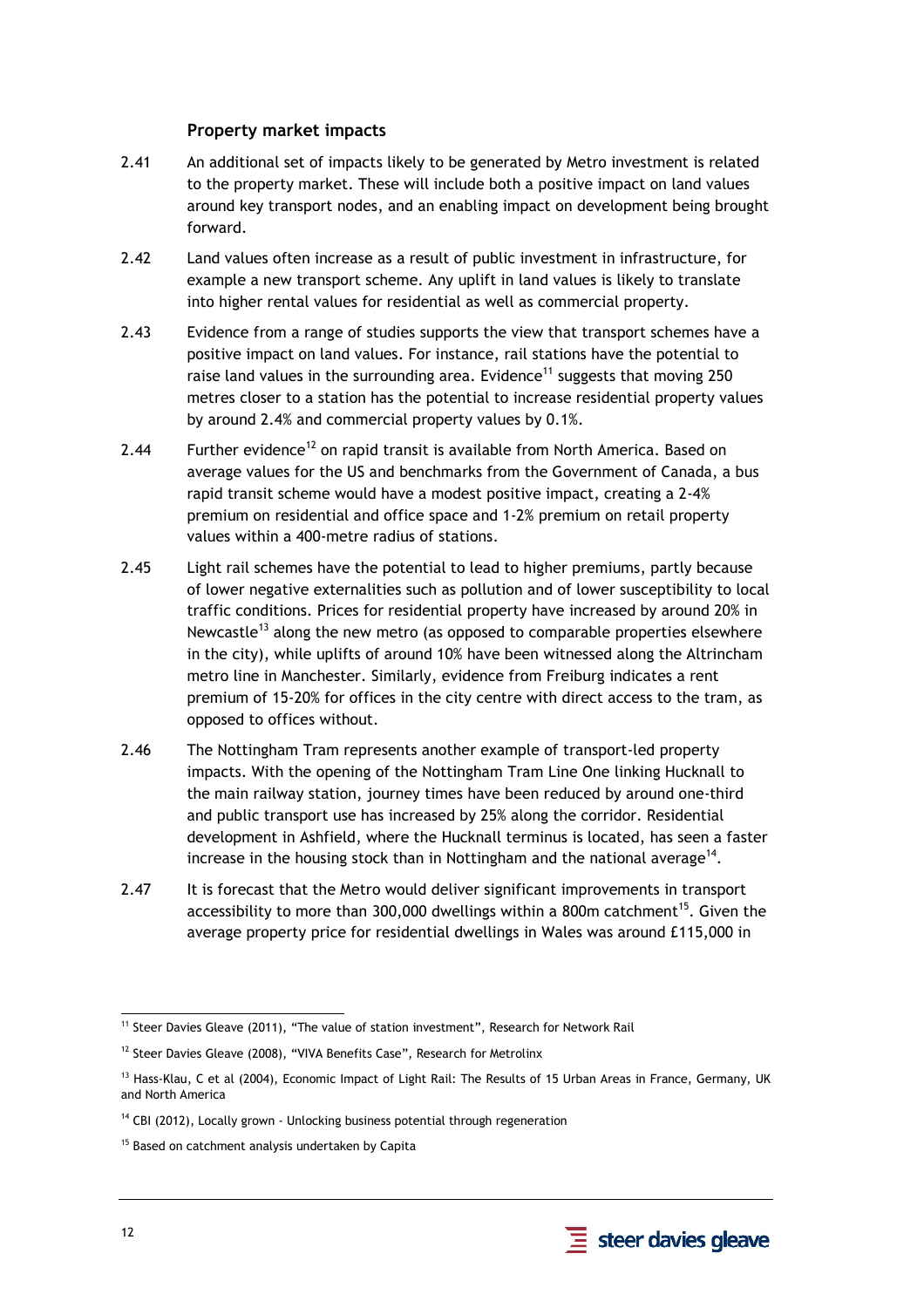### Property market impacts

2.41 An additional set of impacts likely to be generated by Metro investment is related to the property market. These will include both a positive impact on land values around key transport nodes, and an enabling impact on development being brought forward.

2.42 Land values often increase as a result of public investment in infrastructure, for example a new transport scheme. Any uplift in land values is likely to translate into higher rental values for residential as well as commercial property.

2.43 Evidence from a range of studies supports the view that transport schemes have a positive impact on land values. For instance, rail stations have the potential to raise land values in the surrounding area. Evidence[11] suggests that moving 250 metres closer to a station has the potential to increase residential property values by around 2.4% and commercial property values by 0.1%.

2.44 Further evidence[12] on rapid transit is available from North America. Based on average values for the US and benchmarks from the Government of Canada, a bus rapid transit scheme would have a modest positive impact, creating a 2-4% premium on residential and office space and 1-2% premium on retail property values within a 400-metre radius of stations.

2.45 Light rail schemes have the potential to lead to higher premiums, partly because of lower negative externalities such as pollution and of lower susceptibility to local traffic conditions. Prices for residential property have increased by around 20% in Newcastle[13] along the new metro (as opposed to comparable properties elsewhere in the city), while uplifts of around 10% have been witnessed along the Altrincham metro line in Manchester. Similarly, evidence from Freiburg indicates a rent premium of 15-20% for offices in the city centre with direct access to the tram, as opposed to offices without.

2.46 The Nottingham Tram represents another example of transport-led property impacts. With the opening of the Nottingham Tram Line One linking Hucknall to the main railway station, journey times have been reduced by around one-third and public transport use has increased by 25% along the corridor. Residential development in Ashfield, where the Hucknall terminus is located, has seen a faster increase in the housing stock than in Nottingham and the national average[14].

2.47 It is forecast that the Metro would deliver significant improvements in transport accessibility to more than 300,000 dwellings within a 800m catchment[15]. Given the average property price for residential dwellings in Wales was around £115,000 in

---

[11] Steer Davies Gleave (2011), "The value of station investment", Research for Network Rail

[12] Steer Davies Gleave (2008), "VIVA Benefits Case", Research for Metrolinx

[13] Hass-Klau, C et al (2004), Economic Impact of Light Rail: The Results of 15 Urban Areas in France, Germany, UK and North America

[14] CBI (2012), Locally grown - Unlocking business potential through regeneration

[15] Based on catchment analysis undertaken by Capita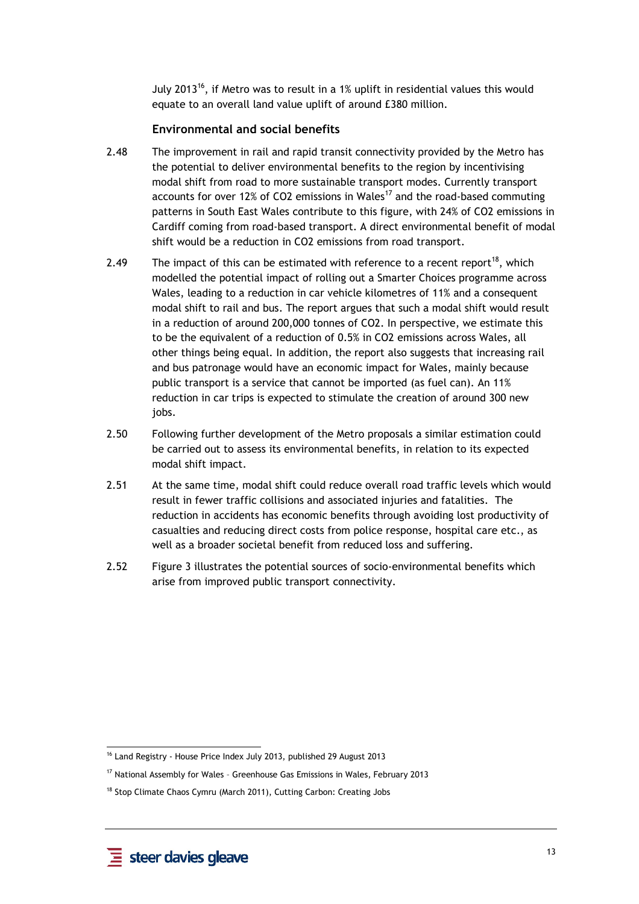July 2013[16], if Metro was to result in a 1% uplift in residential values this would equate to an overall land value uplift of around £380 million.

### Environmental and social benefits

2.48 The improvement in rail and rapid transit connectivity provided by the Metro has the potential to deliver environmental benefits to the region by incentivising modal shift from road to more sustainable transport modes. Currently transport accounts for over 12% of $CO_2$ emissions in Wales[17] and the road-based commuting patterns in South East Wales contribute to this figure, with 24% of $CO_2$ emissions in Cardiff coming from road-based transport. A direct environmental benefit of modal shift would be a reduction in $CO_2$ emissions from road transport.

2.49 The impact of this can be estimated with reference to a recent report[18], which modelled the potential impact of rolling out a Smarter Choices programme across Wales, leading to a reduction in car vehicle kilometres of 11% and a consequent modal shift to rail and bus. The report argues that such a modal shift would result in a reduction of around 200,000 tonnes of $CO_2$. In perspective, we estimate this to be the equivalent of a reduction of 0.5% in $CO_2$ emissions across Wales, all other things being equal. In addition, the report also suggests that increasing rail and bus patronage would have an economic impact for Wales, mainly because public transport is a service that cannot be imported (as fuel can). An 11% reduction in car trips is expected to stimulate the creation of around 300 new jobs.

2.50 Following further development of the Metro proposals a similar estimation could be carried out to assess its environmental benefits, in relation to its expected modal shift impact.

2.51 At the same time, modal shift could reduce overall road traffic levels which would result in fewer traffic collisions and associated injuries and fatalities. The reduction in accidents has economic benefits through avoiding lost productivity of casualties and reducing direct costs from police response, hospital care etc., as well as a broader societal benefit from reduced loss and suffering.

2.52 Figure 3 illustrates the potential sources of socio-environmental benefits which arise from improved public transport connectivity.

---

[16] Land Registry - House Price Index July 2013, published 29 August 2013

[17] National Assembly for Wales – Greenhouse Gas Emissions in Wales, February 2013

[18] Stop Climate Chaos Cymru (March 2011), Cutting Carbon: Creating Jobs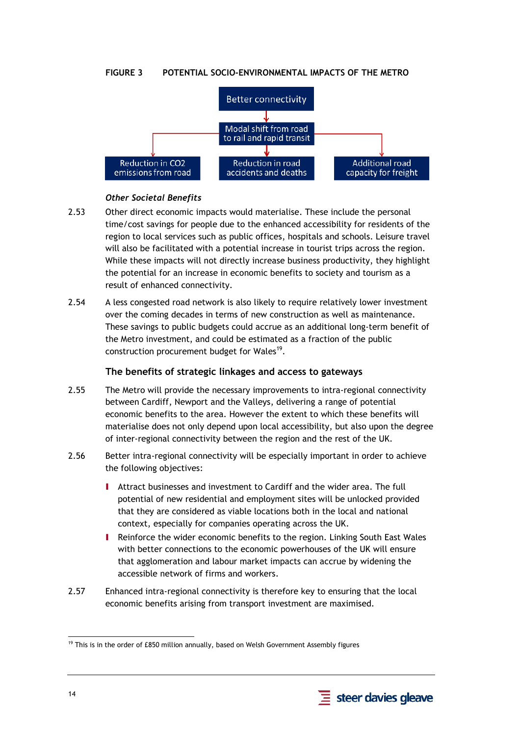**FIGURE 3 POTENTIAL SOCIO-ENVIRONMENTAL IMPACTS OF THE METRO**

Better connectivity

Modal shift from road to rail and rapid transit

Reduction in $CO_2$ emissions from road

Reduction in road accidents and deaths

Additional road capacity for freight

***Other Societal Benefits***

2.53 Other direct economic impacts would materialise. These include the personal time/cost savings for people due to the enhanced accessibility for residents of the region to local services such as public offices, hospitals and schools. Leisure travel will also be facilitated with a potential increase in tourist trips across the region. While these impacts will not directly increase business productivity, they highlight the potential for an increase in economic benefits to society and tourism as a result of enhanced connectivity.

2.54 A less congested road network is also likely to require relatively lower investment over the coming decades in terms of new construction as well as maintenance. These savings to public budgets could accrue as an additional long-term benefit of the Metro investment, and could be estimated as a fraction of the public construction procurement budget for Wales[19].

### The benefits of strategic linkages and access to gateways

2.55 The Metro will provide the necessary improvements to intra-regional connectivity between Cardiff, Newport and the Valleys, delivering a range of potential economic benefits to the area. However the extent to which these benefits will materialise does not only depend upon local accessibility, but also upon the degree of inter-regional connectivity between the region and the rest of the UK.

2.56 Better intra-regional connectivity will be especially important in order to achieve the following objectives:

- Attract businesses and investment to Cardiff and the wider area. The full potential of new residential and employment sites will be unlocked provided that they are considered as viable locations both in the local and national context, especially for companies operating across the UK.
- Reinforce the wider economic benefits to the region. Linking South East Wales with better connections to the economic powerhouses of the UK will ensure that agglomeration and labour market impacts can accrue by widening the accessible network of firms and workers.

2.57 Enhanced intra-regional connectivity is therefore key to ensuring that the local economic benefits arising from transport investment are maximised.

[19] This is in the order of £850 million annually, based on Welsh Government Assembly figures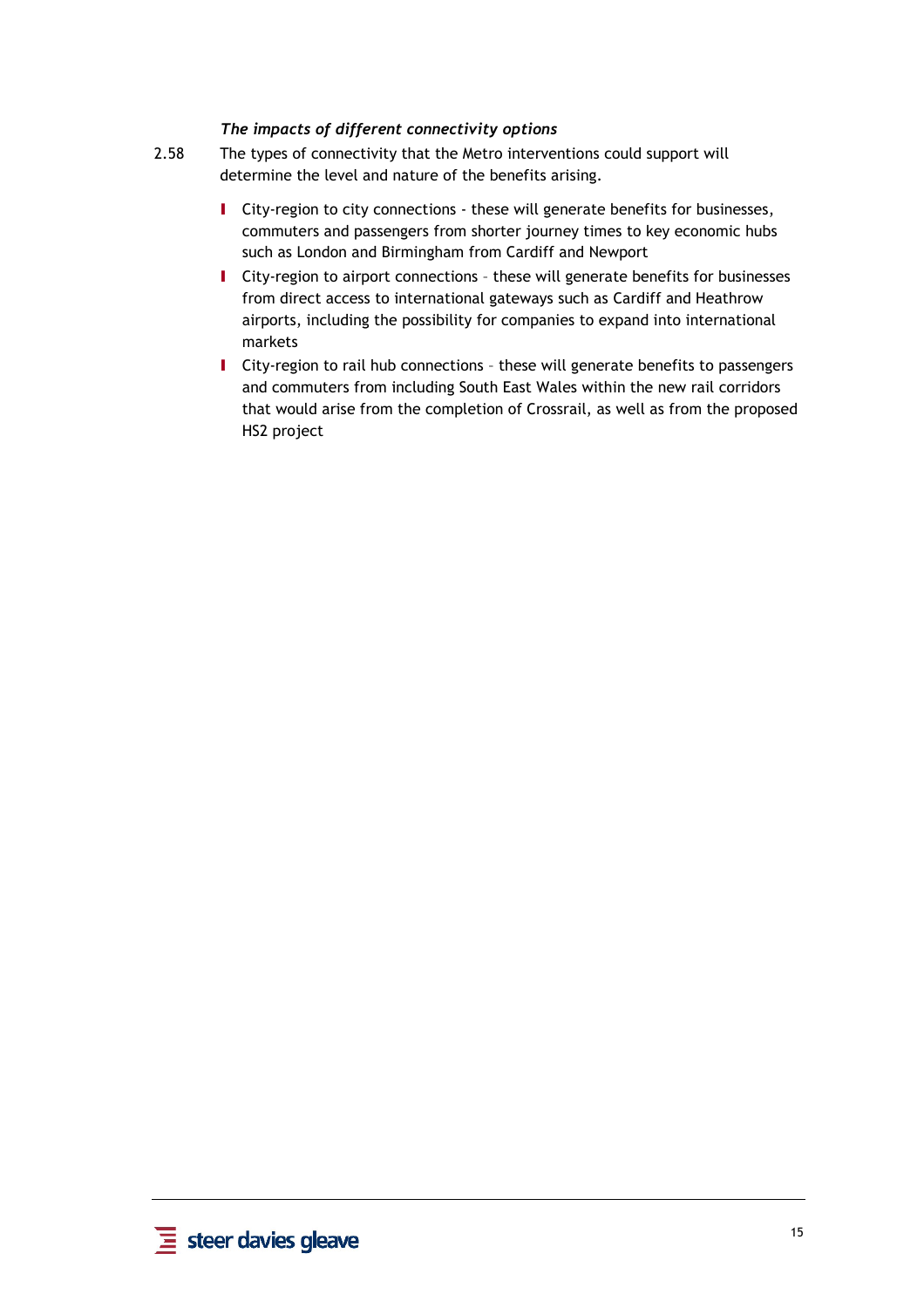*The impacts of different connectivity options*

2.58 The types of connectivity that the Metro interventions could support will determine the level and nature of the benefits arising.

- City-region to city connections - these will generate benefits for businesses, commuters and passengers from shorter journey times to key economic hubs such as London and Birmingham from Cardiff and Newport
- City-region to airport connections – these will generate benefits for businesses from direct access to international gateways such as Cardiff and Heathrow airports, including the possibility for companies to expand into international markets
- City-region to rail hub connections – these will generate benefits to passengers and commuters from including South East Wales within the new rail corridors that would arise from the completion of Crossrail, as well as from the proposed HS2 project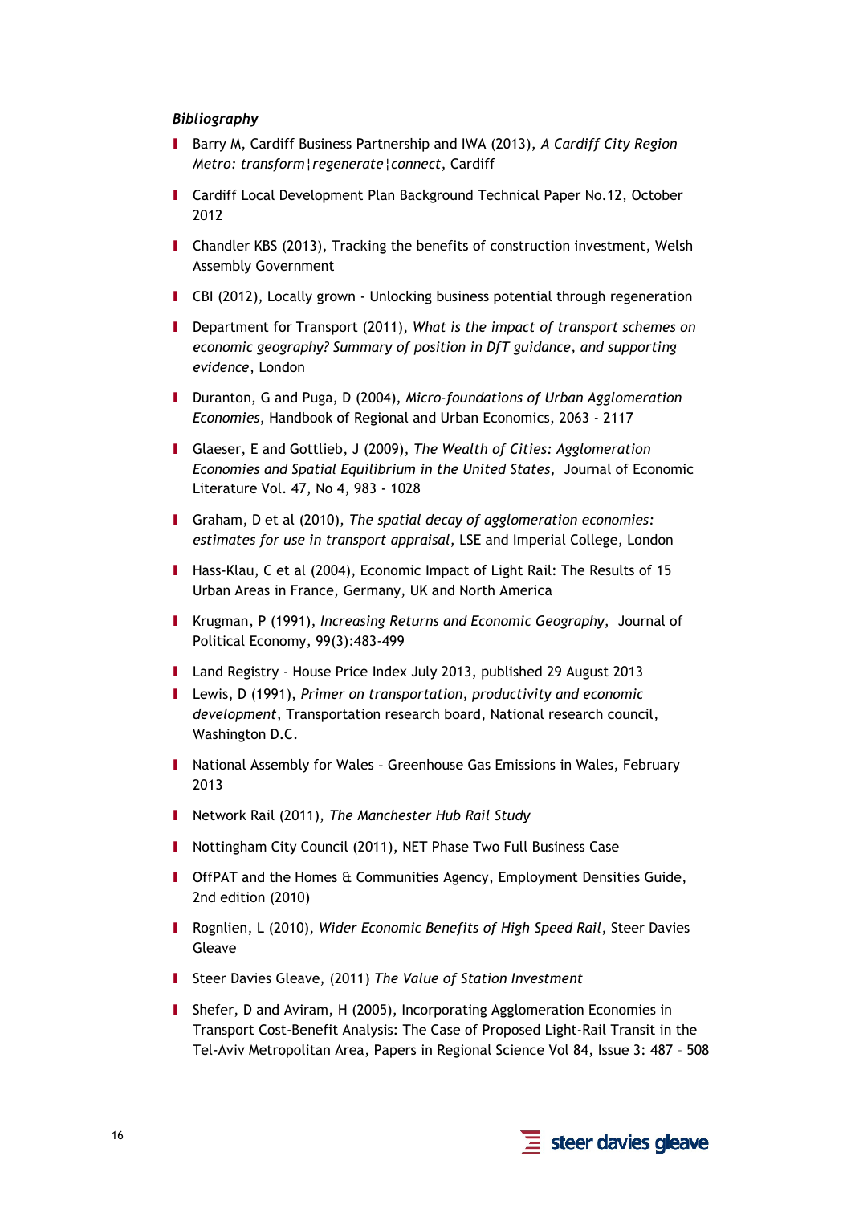*Bibliography*

- Barry M, Cardiff Business Partnership and IWA (2013), *A Cardiff City Region Metro: transform¦regenerate¦connect*, Cardiff
- Cardiff Local Development Plan Background Technical Paper No.12, October 2012
- Chandler KBS (2013), Tracking the benefits of construction investment, Welsh Assembly Government
- CBI (2012), Locally grown - Unlocking business potential through regeneration
- Department for Transport (2011), *What is the impact of transport schemes on economic geography? Summary of position in DfT guidance, and supporting evidence*, London
- Duranton, G and Puga, D (2004), *Micro-foundations of Urban Agglomeration Economies*, Handbook of Regional and Urban Economics, 2063 - 2117
- Glaeser, E and Gottlieb, J (2009), *The Wealth of Cities: Agglomeration Economies and Spatial Equilibrium in the United States,* Journal of Economic Literature Vol. 47, No 4, 983 - 1028
- Graham, D et al (2010), *The spatial decay of agglomeration economies: estimates for use in transport appraisal*, LSE and Imperial College, London
- Hass-Klau, C et al (2004), Economic Impact of Light Rail: The Results of 15 Urban Areas in France, Germany, UK and North America
- Krugman, P (1991), *Increasing Returns and Economic Geography,* Journal of Political Economy, 99(3):483-499
- Land Registry - House Price Index July 2013, published 29 August 2013
- Lewis, D (1991), *Primer on transportation, productivity and economic development*, Transportation research board, National research council, Washington D.C.
- National Assembly for Wales – Greenhouse Gas Emissions in Wales, February 2013
- Network Rail (2011), *The Manchester Hub Rail Study*
- Nottingham City Council (2011), NET Phase Two Full Business Case
- OffPAT and the Homes & Communities Agency, Employment Densities Guide, 2nd edition (2010)
- Rognlien, L (2010), *Wider Economic Benefits of High Speed Rail*, Steer Davies Gleave
- Steer Davies Gleave, (2011) *The Value of Station Investment*
- Shefer, D and Aviram, H (2005), Incorporating Agglomeration Economies in Transport Cost-Benefit Analysis: The Case of Proposed Light-Rail Transit in the Tel-Aviv Metropolitan Area, Papers in Regional Science Vol 84, Issue 3: 487 – 508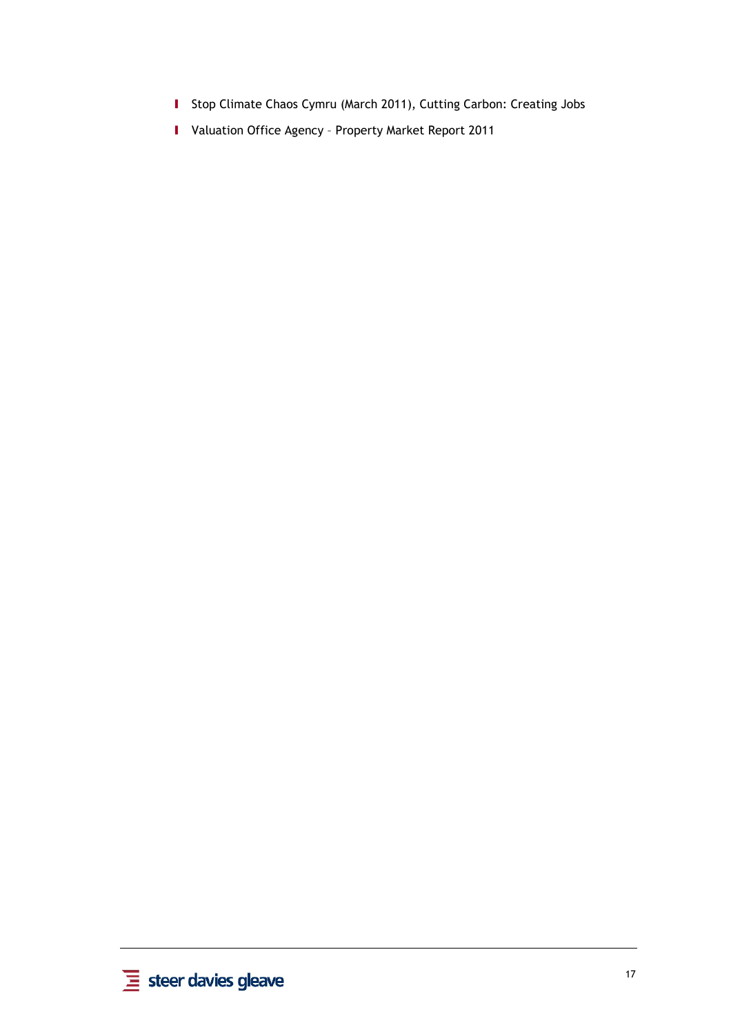- Stop Climate Chaos Cymru (March 2011), Cutting Carbon: Creating Jobs
- Valuation Office Agency – Property Market Report 2011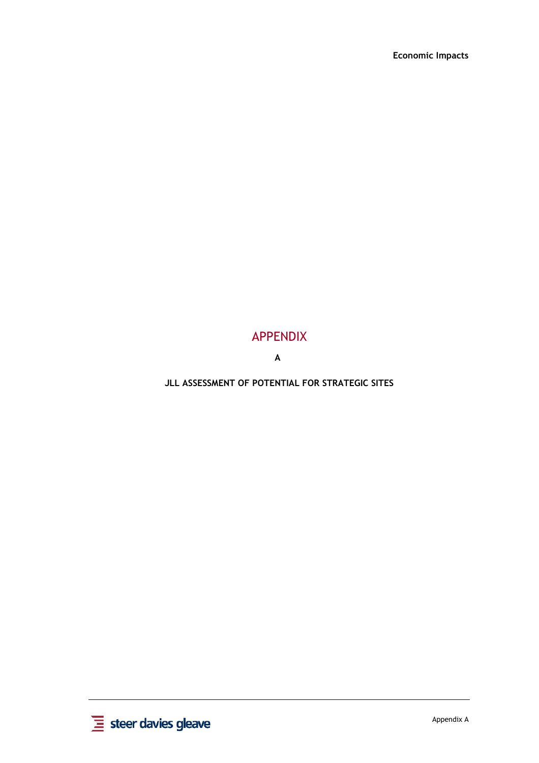# APPENDIX

**A**

**JLL ASSESSMENT OF POTENTIAL FOR STRATEGIC SITES**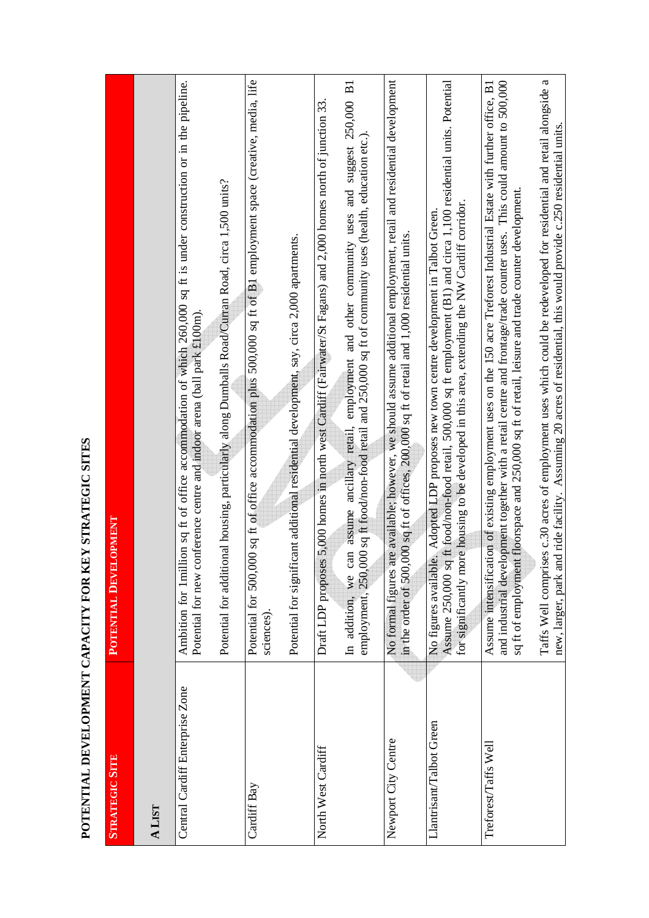# POTENTIAL DEVELOPMENT CAPACITY FOR KEY STRATEGIC SITES

| STRATEGIC SITE | POTENTIAL DEVELOPMENT |
|---|---|
| **A LIST** | |
| Central Cardiff Enterprise Zone | Ambition for 1million sq ft of office accommodation of which 260,000 sq ft is under construction or in the pipeline. Potential for new conference centre and indoor arena (ball park £100m).<br><br>Potential for additional housing, particularly along Dumballs Road/Curran Road, circa 1,500 units? |
| Cardiff Bay | Potential for 500,000 sq ft of office accommodation plus 500,000 sq ft of B1 employment space (creative, media, life sciences).<br><br>Potential for significant additional residential development, say, circa 2,000 apartments. |
| North West Cardiff | Draft LDP proposes 5,000 homes in north west Cardiff (Fairwater/St Fagans) and 2,000 homes north of junction 33.<br><br>In addition, we can assume ancillary retail, employment and other community uses and suggest 250,000 B1 employment, 250,000 sq ft food/non-food retail and 250,000 sq ft of community uses (health, education etc.). |
| Newport City Centre | No formal figures are available; however, we should assume additional employment, retail and residential development in the order of 500,000 sq ft of offices, 200,000 sq ft of retail and 1,000 residential units. |
| Llantrisant/Talbot Green | No figures available. Adopted LDP proposes new town centre development in Talbot Green.<br>Assume 250,000 sq ft food/non-food retail, 500,000 sq ft employment (B1) and circa 1,100 residential units. Potential for significantly more housing to be developed in this area, extending the NW Cardiff corridor. |
| Treforest/Taffs Well | Assume intensification of existing employment uses on the 150 acre Treforest Industrial Estate with further office, B1 and industrial development together with a retail centre and frontage/trade counter uses. This could amount to 500,000 sq ft of employment floorspace and 250,000 sq ft of retail, leisure and trade counter development.<br><br>Taffs Well comprises c.30 acres of employment uses which could be redeveloped for residential and retail alongside a new, larger, park and ride facility. Assuming 20 acres of residential, this would provide c.250 residential units. |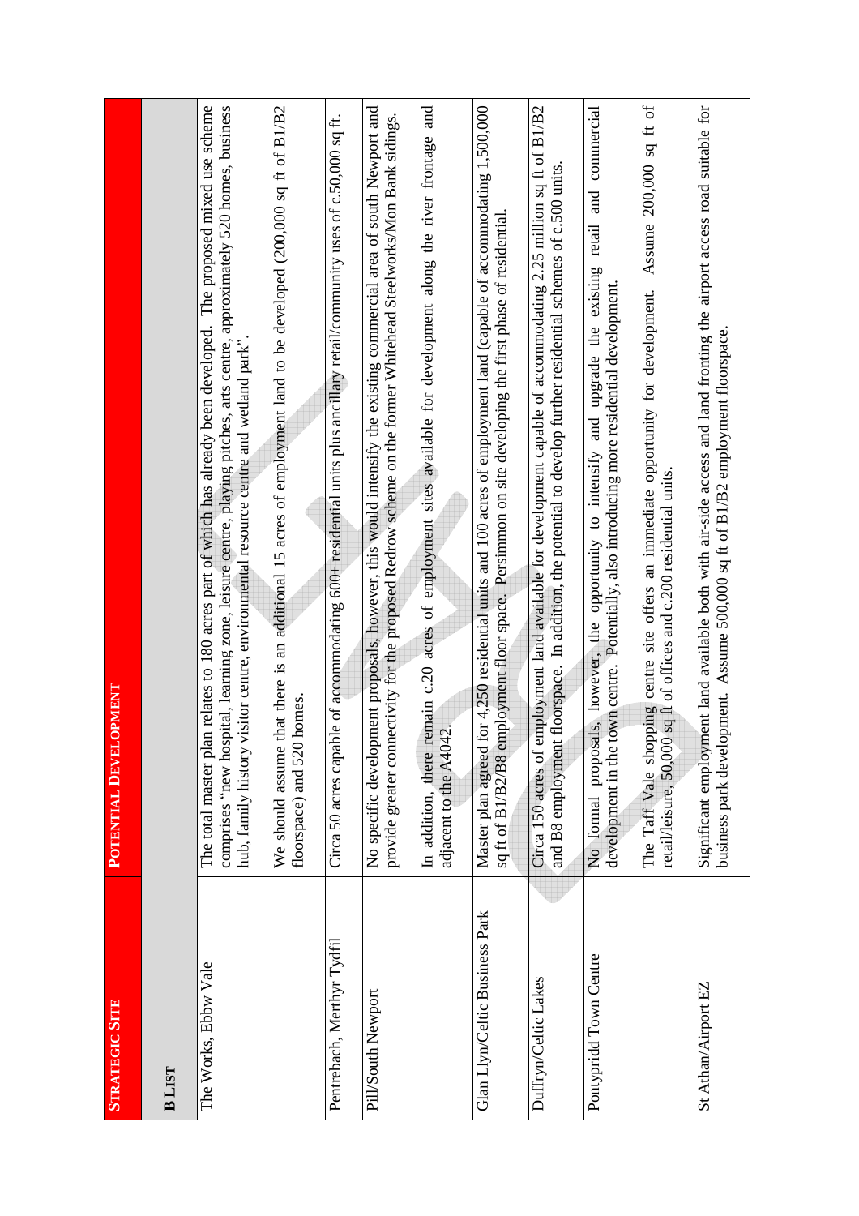| Strategic Site | Potential Development |
|---|---|
| **B List** | |
| The Works, Ebbw Vale | The total master plan relates to 180 acres part of which has already been developed. The proposed mixed use scheme comprises "new hospital, learning zone, leisure centre, playing pitches, arts centre, approximately 520 homes, business hub, family history visitor centre, environmental resource centre and wetland park".<br><br>We should assume that there is an additional 15 acres of employment land to be developed (200,000 sq ft of B1/B2 floorspace) and 520 homes. |
| Pentrebach, Merthyr Tydfil | Circa 50 acres capable of accommodating 600+ residential units plus ancillary retail/community uses of c.50,000 sq ft. |
| Pill/South Newport | No specific development proposals, however, this would intensify the existing commercial area of south Newport and provide greater connectivity for the proposed Redrow scheme on the former Whitehead Steelworks/Mon Bank sidings.<br><br>In addition, there remain c.20 acres of employment sites available for development along the river frontage and adjacent to the A4042. |
| Glan Llyn/Celtic Business Park | Master plan agreed for 4,250 residential units and 100 acres of employment land (capable of accommodating 1,500,000 sq ft of B1/B2/B8 employment floor space. Persimmon on site developing the first phase of residential. |
| Duffryn/Celtic Lakes | Circa 150 acres of employment land available for development capable of accommodating 2.25 million sq ft of B1/B2 and B8 employment floorspace. In addition, the potential to develop further residential schemes of c.500 units. |
| Pontypridd Town Centre | No formal proposals, however, the opportunity to intensify and upgrade the existing retail and commercial development in the town centre. Potentially, also introducing more residential development.<br><br>The Taff Vale shopping centre site offers an immediate opportunity for development. Assume 200,000 sq ft of retail/leisure, 50,000 sq ft of offices and c.200 residential units. |
| St Athan/Airport EZ | Significant employment land available both with air-side access and land fronting the airport access road suitable for business park development. Assume 500,000 sq ft of B1/B2 employment floorspace. |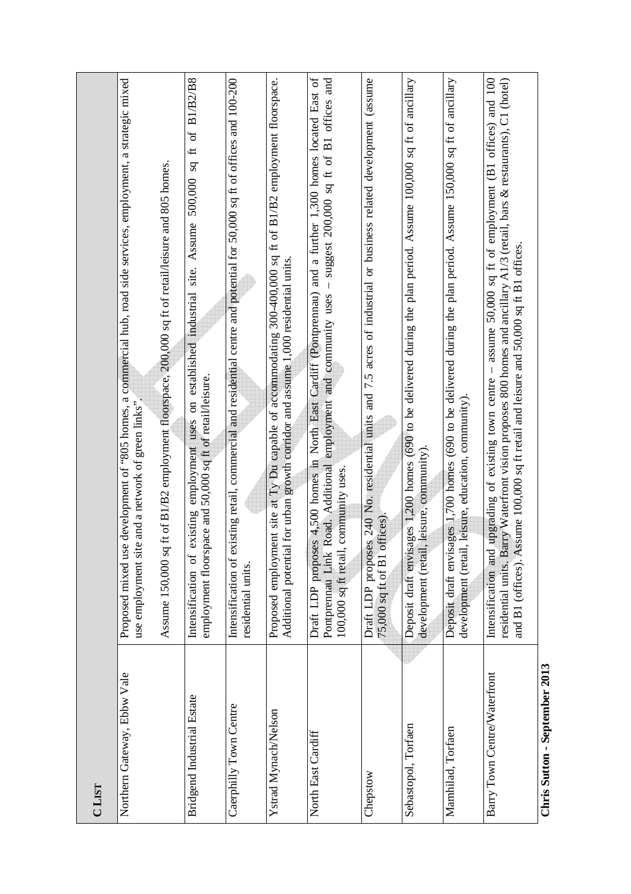| C LIST | |
|---|---|
| Northern Gateway, Ebbw Vale | Proposed mixed use development of "805 homes, a commercial hub, road side services, employment, a strategic mixed use employment site and a network of green links".<br><br>Assume 150,000 sq ft of B1/B2 employment floorspace, 200,000 sq ft of retail/leisure and 805 homes. |
| Bridgend Industrial Estate | Intensification of existing employment uses on established industrial site. Assume 500,000 sq ft of B1/B2/B8 employment floorspace and 50,000 sq ft of retail/leisure. |
| Caerphilly Town Centre | Intensification of existing retail, commercial and residential centre and potential for 50,000 sq ft of offices and 100-200 residential units. |
| Ystrad Mynach/Nelson | Proposed employment site at Ty Du capable of accommodating 300-400,000 sq ft of B1/B2 employment floorspace. Additional potential for urban growth corridor and assume 1,000 residential units. |
| North East Cardiff | Draft LDP proposes 4,500 homes in North East Cardiff (Pontprennau) and a further 1,300 homes located East of Pontprennau Link Road. Additional employment and community uses – suggest 200,000 sq ft of B1 offices and 100,000 sq ft retail, community uses. |
| Chepstow | Draft LDP proposes 240 No. residential units and 7.5 acres of industrial or business related development (assume 75,000 sq ft of B1 offices). |
| Sebastopol, Torfaen | Deposit draft envisages 1,200 homes (690 to be delivered during the plan period. Assume 100,000 sq ft of ancillary development (retail, leisure, community). |
| Mamhilad, Torfaen | Deposit draft envisages 1,700 homes (690 to be delivered during the plan period. Assume 150,000 sq ft of ancillary development (retail, leisure, education, community). |
| Barry Town Centre/Waterfront | Intensification and upgrading of existing town centre – assume 50,000 sq ft of employment (B1 offices) and 100 residential units. Barry Waterfront vision proposes 800 homes and ancillary A1/3 (retail, bars & restaurants), C1 (hotel) and B1 (offices). Assume 100,000 sq ft retail and leisure and 50,000 sq ft B1 offices. |

**Chris Sutton - September 2013**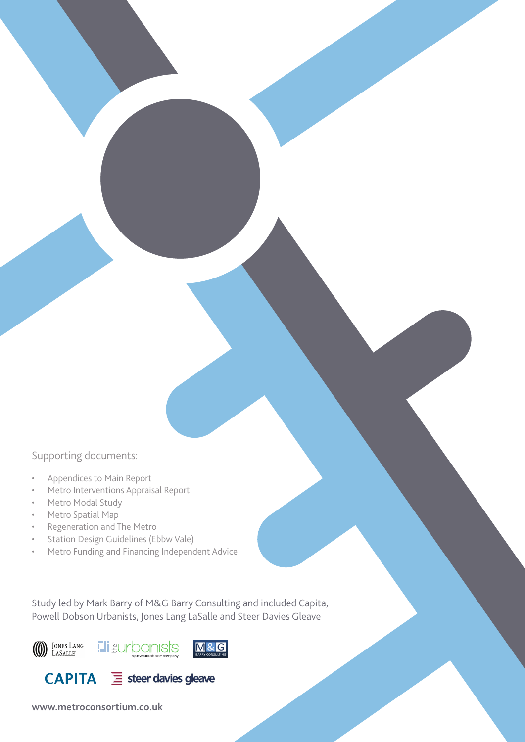Supporting documents:

- Appendices to Main Report
- Metro Interventions Appraisal Report
- Metro Modal Study
- Metro Spatial Map
- Regeneration and The Metro
- Station Design Guidelines (Ebbw Vale)
- Metro Funding and Financing Independent Advice

Study led by Mark Barry of M&G Barry Consulting and included Capita, Powell Dobson Urbanists, Jones Lang LaSalle and Steer Davies Gleave

**www.metroconsortium.co.uk**